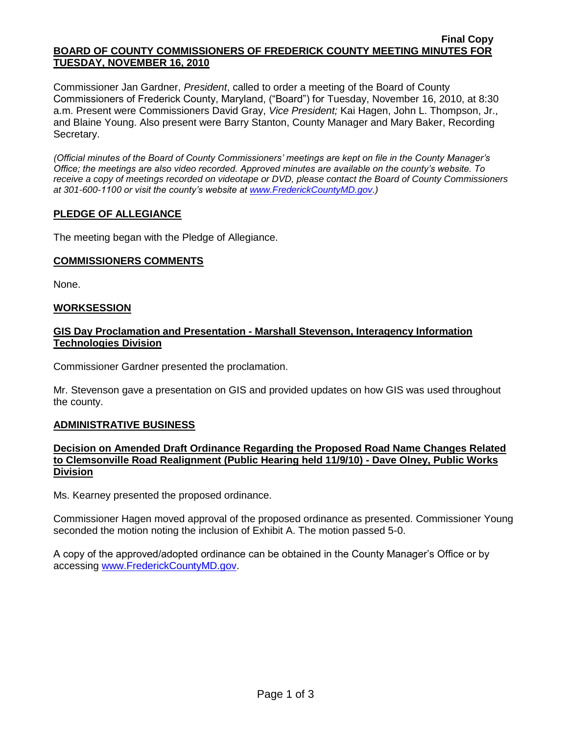**Final Copy**

# BOARD OF COUNTY COMMISSIONERS OF FREDERICK COUNTY MEETING MINUTES FOR TUESDAY, NOVEMBER 16, 2010

Commissioner Jan Gardner, *President*, called to order a meeting of the Board of County Commissioners of Frederick County, Maryland, ("Board") for Tuesday, November 16, 2010, at 8:30 a.m. Present were Commissioners David Gray, *Vice President;* Kai Hagen, John L. Thompson, Jr., and Blaine Young. Also present were Barry Stanton, County Manager and Mary Baker, Recording Secretary.

*(Official minutes of the Board of County Commissioners' meetings are kept on file in the County Manager's Office; the meetings are also video recorded. Approved minutes are available on the county's website. To receive a copy of meetings recorded on videotape or DVD, please contact the Board of County Commissioners at 301-600-1100 or visit the county's website at www.FrederickCountyMD.gov.)*

## PLEDGE OF ALLEGIANCE

The meeting began with the Pledge of Allegiance.

## COMMISSIONERS COMMENTS

None.

## WORKSESSION

### GIS Day Proclamation and Presentation - Marshall Stevenson, Interagency Information Technologies Division

Commissioner Gardner presented the proclamation.

Mr. Stevenson gave a presentation on GIS and provided updates on how GIS was used throughout the county.

## ADMINISTRATIVE BUSINESS

### Decision on Amended Draft Ordinance Regarding the Proposed Road Name Changes Related to Clemsonville Road Realignment (Public Hearing held 11/9/10) - Dave Olney, Public Works Division

Ms. Kearney presented the proposed ordinance.

Commissioner Hagen moved approval of the proposed ordinance as presented. Commissioner Young seconded the motion noting the inclusion of Exhibit A. The motion passed 5-0.

A copy of the approved/adopted ordinance can be obtained in the County Manager's Office or by accessing www.FrederickCountyMD.gov.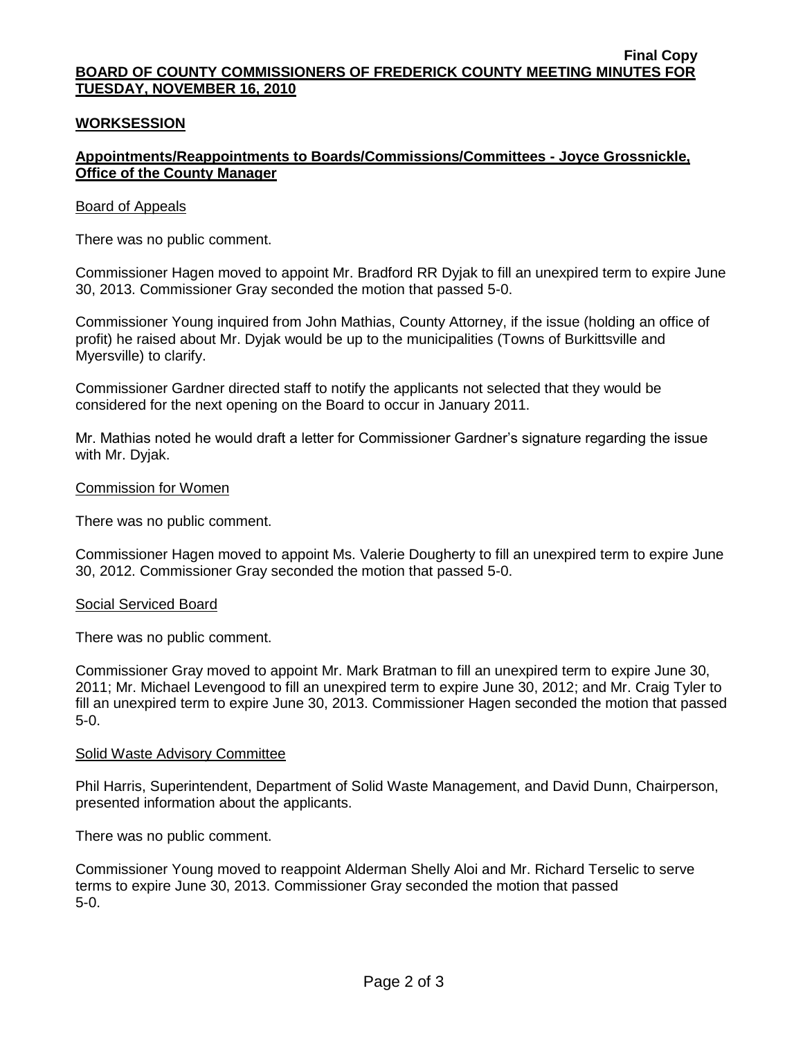**Final Copy**

**BOARD OF COUNTY COMMISSIONERS OF FREDERICK COUNTY MEETING MINUTES FOR TUESDAY, NOVEMBER 16, 2010**

**WORKSESSION**

**Appointments/Reappointments to Boards/Commissions/Committees - Joyce Grossnickle, Office of the County Manager**

Board of Appeals

There was no public comment.

Commissioner Hagen moved to appoint Mr. Bradford RR Dyjak to fill an unexpired term to expire June 30, 2013. Commissioner Gray seconded the motion that passed 5-0.

Commissioner Young inquired from John Mathias, County Attorney, if the issue (holding an office of profit) he raised about Mr. Dyjak would be up to the municipalities (Towns of Burkittsville and Myersville) to clarify.

Commissioner Gardner directed staff to notify the applicants not selected that they would be considered for the next opening on the Board to occur in January 2011.

Mr. Mathias noted he would draft a letter for Commissioner Gardner's signature regarding the issue with Mr. Dyjak.

Commission for Women

There was no public comment.

Commissioner Hagen moved to appoint Ms. Valerie Dougherty to fill an unexpired term to expire June 30, 2012. Commissioner Gray seconded the motion that passed 5-0.

Social Serviced Board

There was no public comment.

Commissioner Gray moved to appoint Mr. Mark Bratman to fill an unexpired term to expire June 30, 2011; Mr. Michael Levengood to fill an unexpired term to expire June 30, 2012; and Mr. Craig Tyler to fill an unexpired term to expire June 30, 2013. Commissioner Hagen seconded the motion that passed 5-0.

Solid Waste Advisory Committee

Phil Harris, Superintendent, Department of Solid Waste Management, and David Dunn, Chairperson, presented information about the applicants.

There was no public comment.

Commissioner Young moved to reappoint Alderman Shelly Aloi and Mr. Richard Terselic to serve terms to expire June 30, 2013. Commissioner Gray seconded the motion that passed 5-0.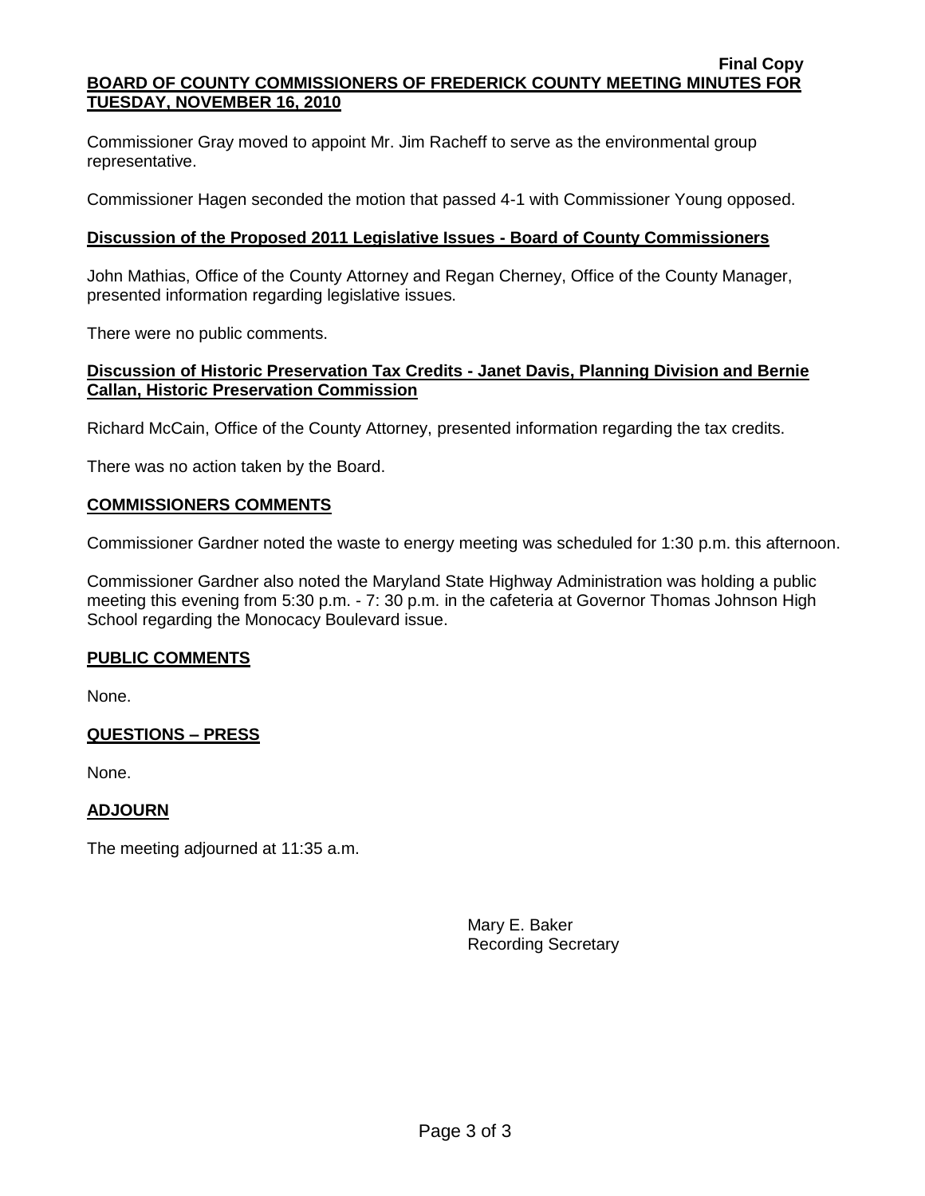Commissioner Gray moved to appoint Mr. Jim Racheff to serve as the environmental group representative.

Commissioner Hagen seconded the motion that passed 4-1 with Commissioner Young opposed.

**Discussion of the Proposed 2011 Legislative Issues - Board of County Commissioners**

John Mathias, Office of the County Attorney and Regan Cherney, Office of the County Manager, presented information regarding legislative issues.

There were no public comments.

**Discussion of Historic Preservation Tax Credits - Janet Davis, Planning Division and Bernie Callan, Historic Preservation Commission**

Richard McCain, Office of the County Attorney, presented information regarding the tax credits.

There was no action taken by the Board.

**COMMISSIONERS COMMENTS**

Commissioner Gardner noted the waste to energy meeting was scheduled for 1:30 p.m. this afternoon.

Commissioner Gardner also noted the Maryland State Highway Administration was holding a public meeting this evening from 5:30 p.m. - 7: 30 p.m. in the cafeteria at Governor Thomas Johnson High School regarding the Monocacy Boulevard issue.

**PUBLIC COMMENTS**

None.

**QUESTIONS – PRESS**

None.

**ADJOURN**

The meeting adjourned at 11:35 a.m.

Mary E. Baker
Recording Secretary